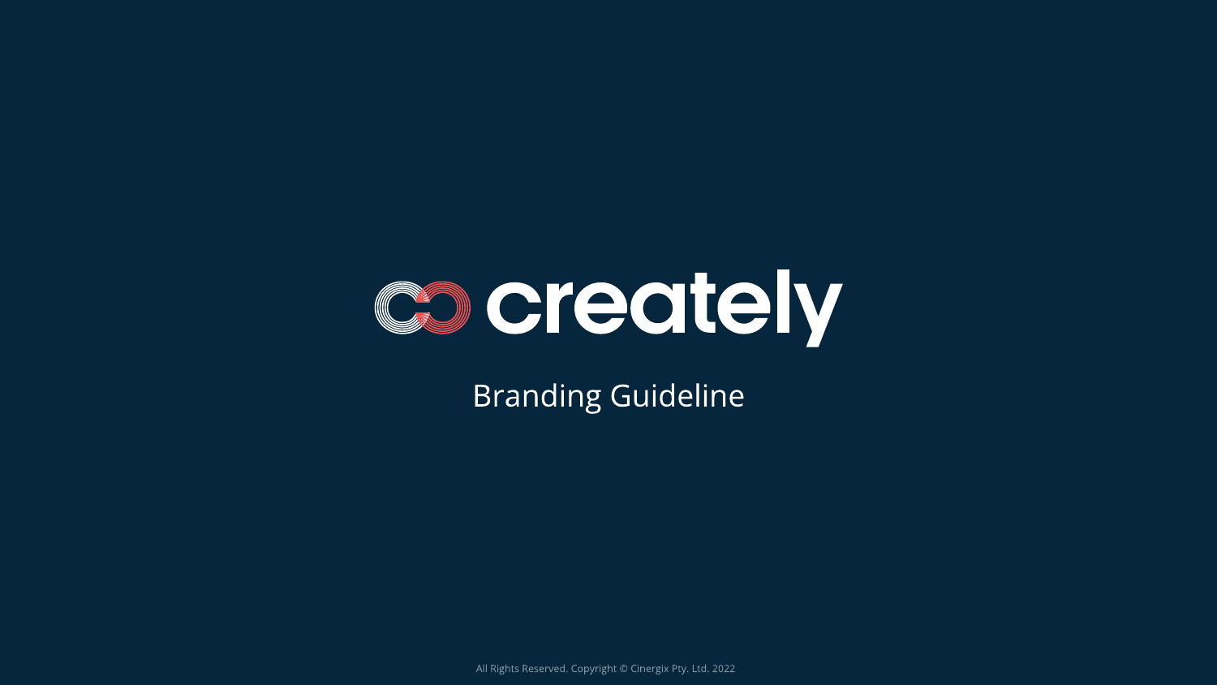# creately

## Branding Guideline

All Rights Reserved. Copyright © Cinergix Pty. Ltd. 2022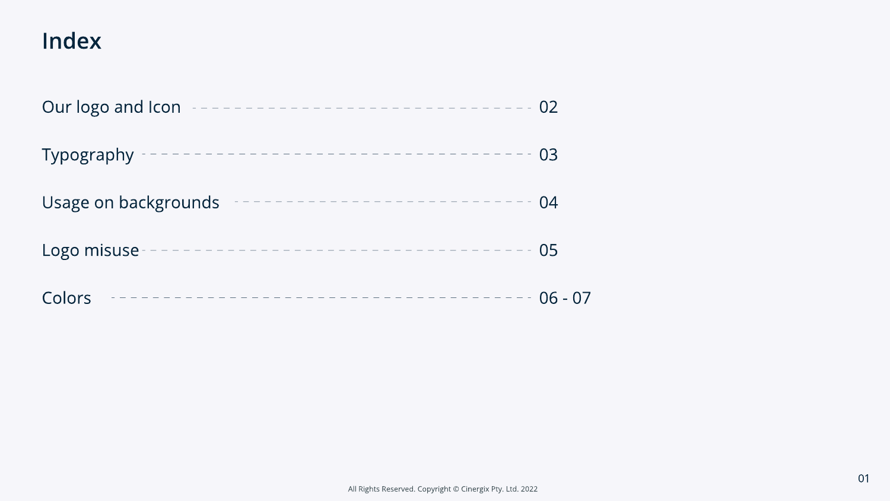# Index

| Section | Page |
| --- | --- |
| Our logo and Icon | 02 |
| Typography | 03 |
| Usage on backgrounds | 04 |
| Logo misuse | 05 |
| Colors | 06 - 07 |

All Rights Reserved. Copyright © Cinergix Pty. Ltd. 2022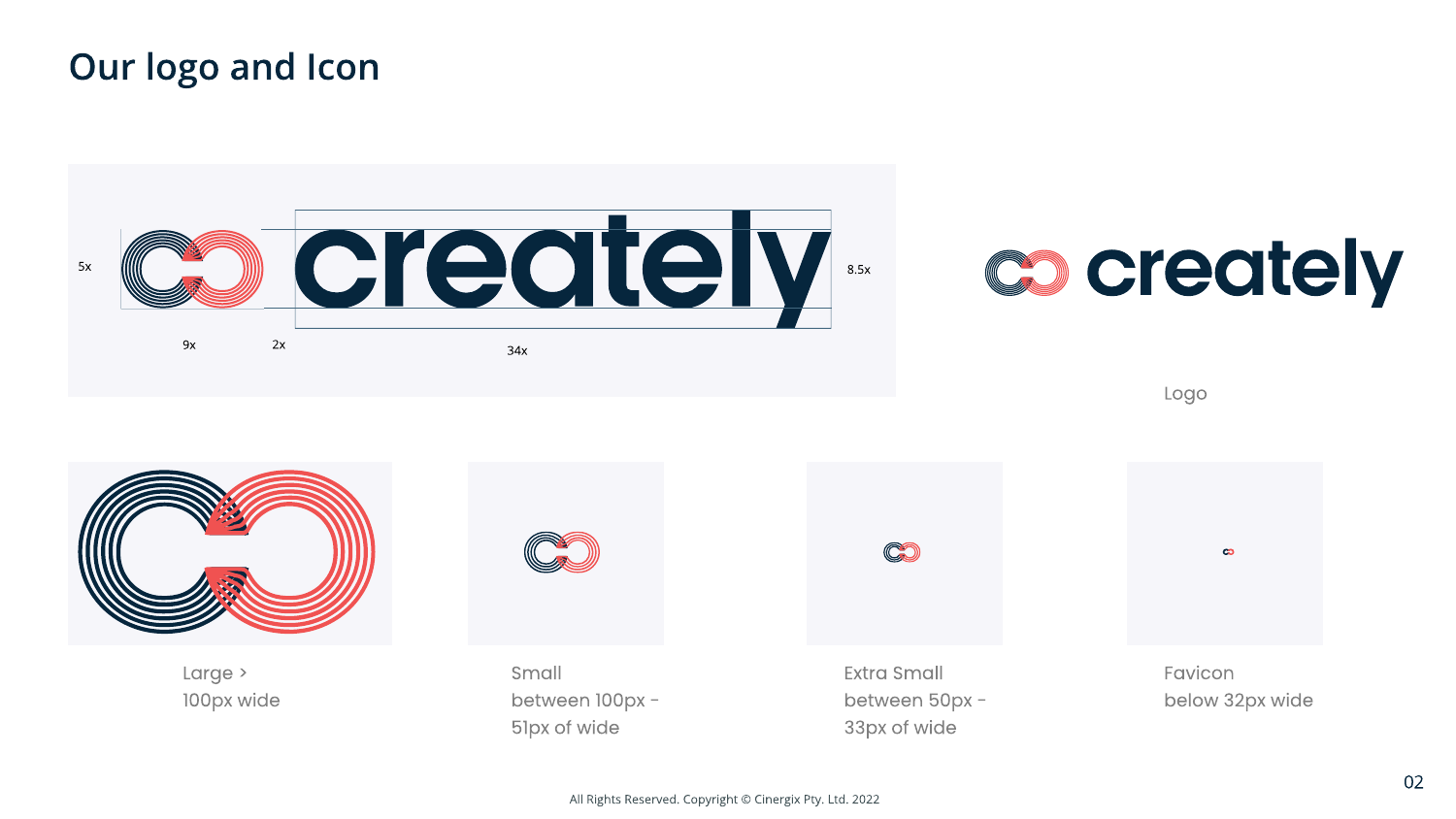# Our logo and Icon

5x

9x

2x

34x

8.5x

Logo

Large > 100px wide

Small between 100px - 51px of wide

Extra Small between 50px - 33px of wide

Favicon below 32px wide

All Rights Reserved. Copyright © Cinergix Pty. Ltd. 2022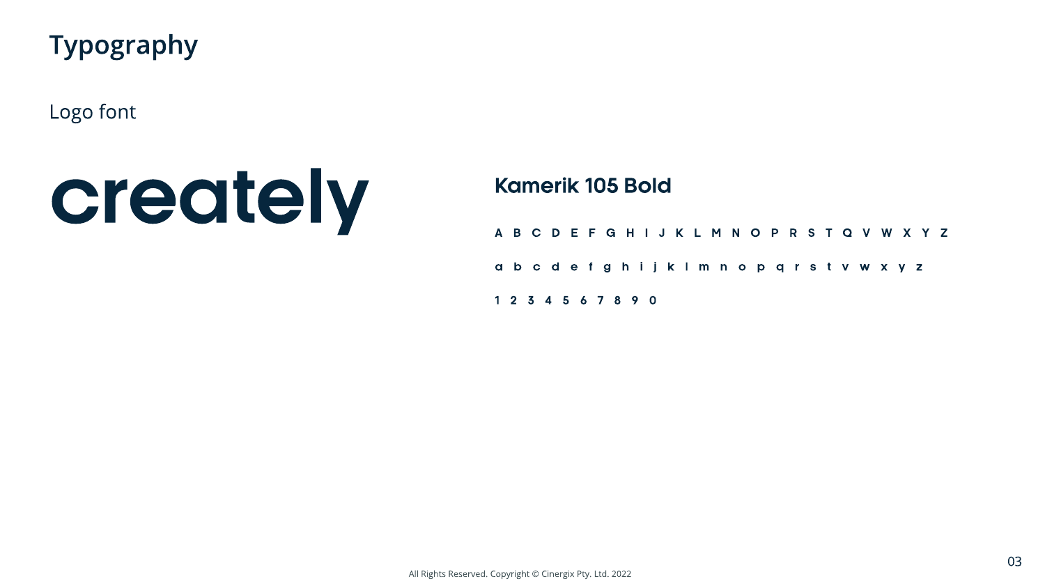# Typography

## Logo font

creately

### Kamerik 105 Bold

A B C D E F G H I J K L M N O P R S T Q V W X Y Z

a b c d e f g h i j k l m n o p q r s t v w x y z

1 2 3 4 5 6 7 8 9 0

All Rights Reserved. Copyright © Cinergix Pty. Ltd. 2022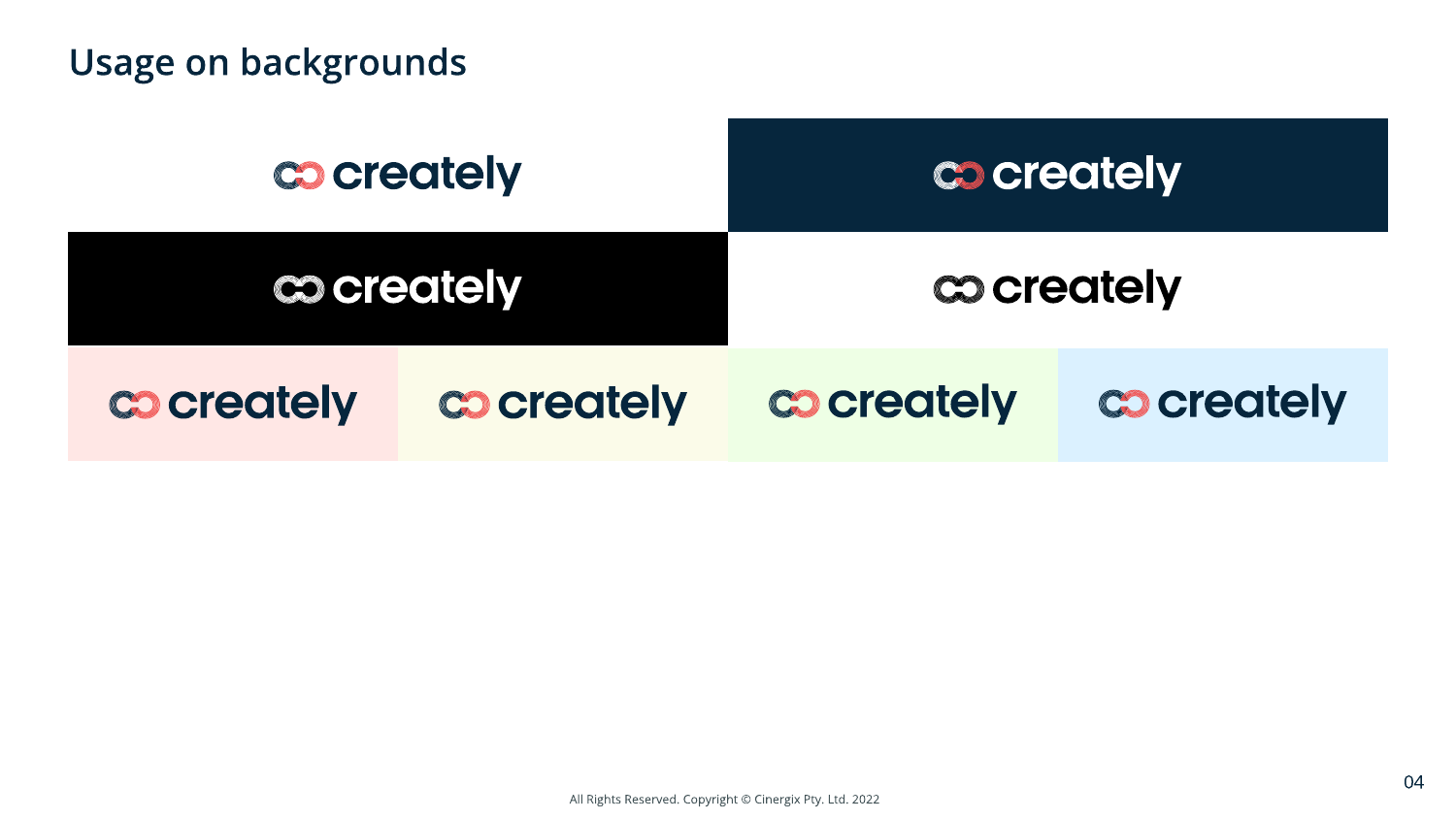## Usage on backgrounds

creately

creately

creately

creately

creately

creately

creately

creately

All Rights Reserved. Copyright © Cinergix Pty. Ltd. 2022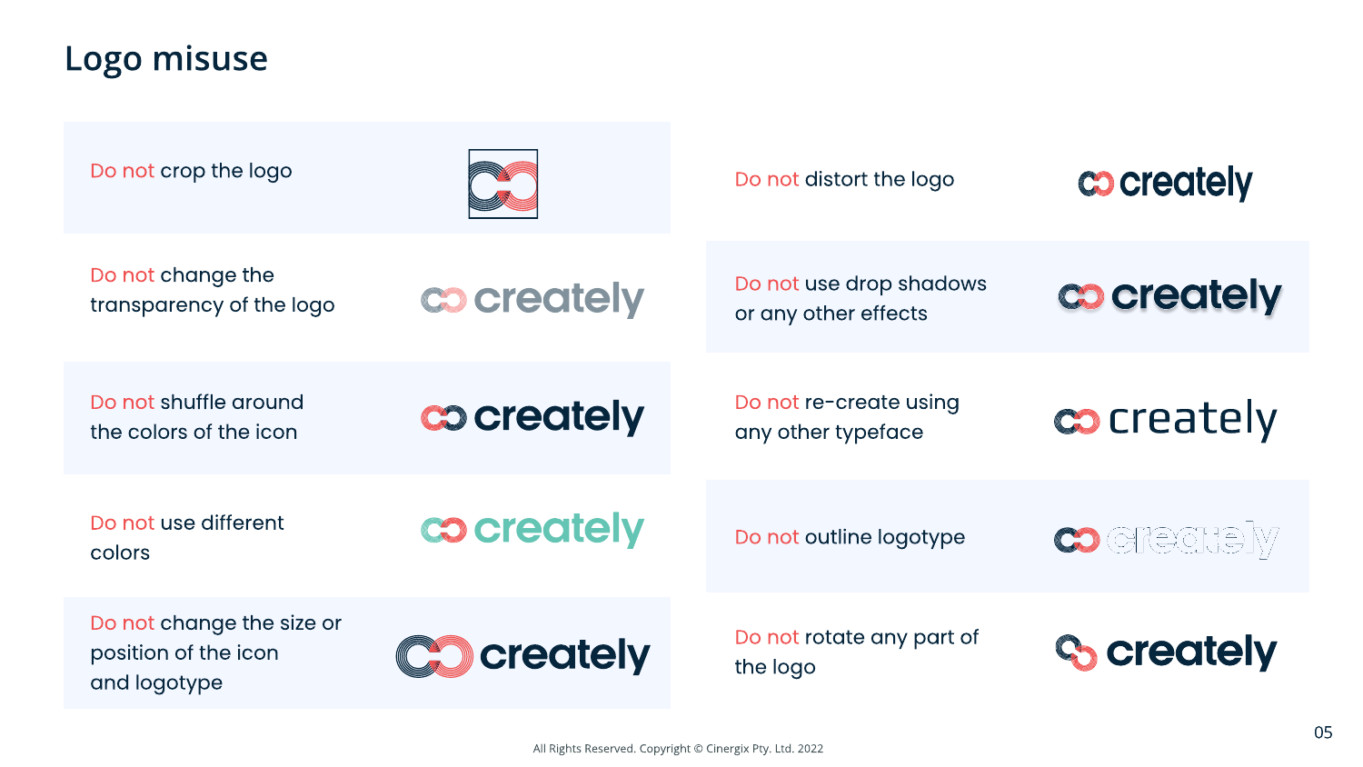# Logo misuse

Do not crop the logo

Do not change the transparency of the logo

Do not shuffle around the colors of the icon

Do not use different colors

Do not change the size or position of the icon and logotype

Do not distort the logo

Do not use drop shadows or any other effects

Do not re-create using any other typeface

Do not outline logotype

Do not rotate any part of the logo

All Rights Reserved. Copyright © Cinergix Pty. Ltd. 2022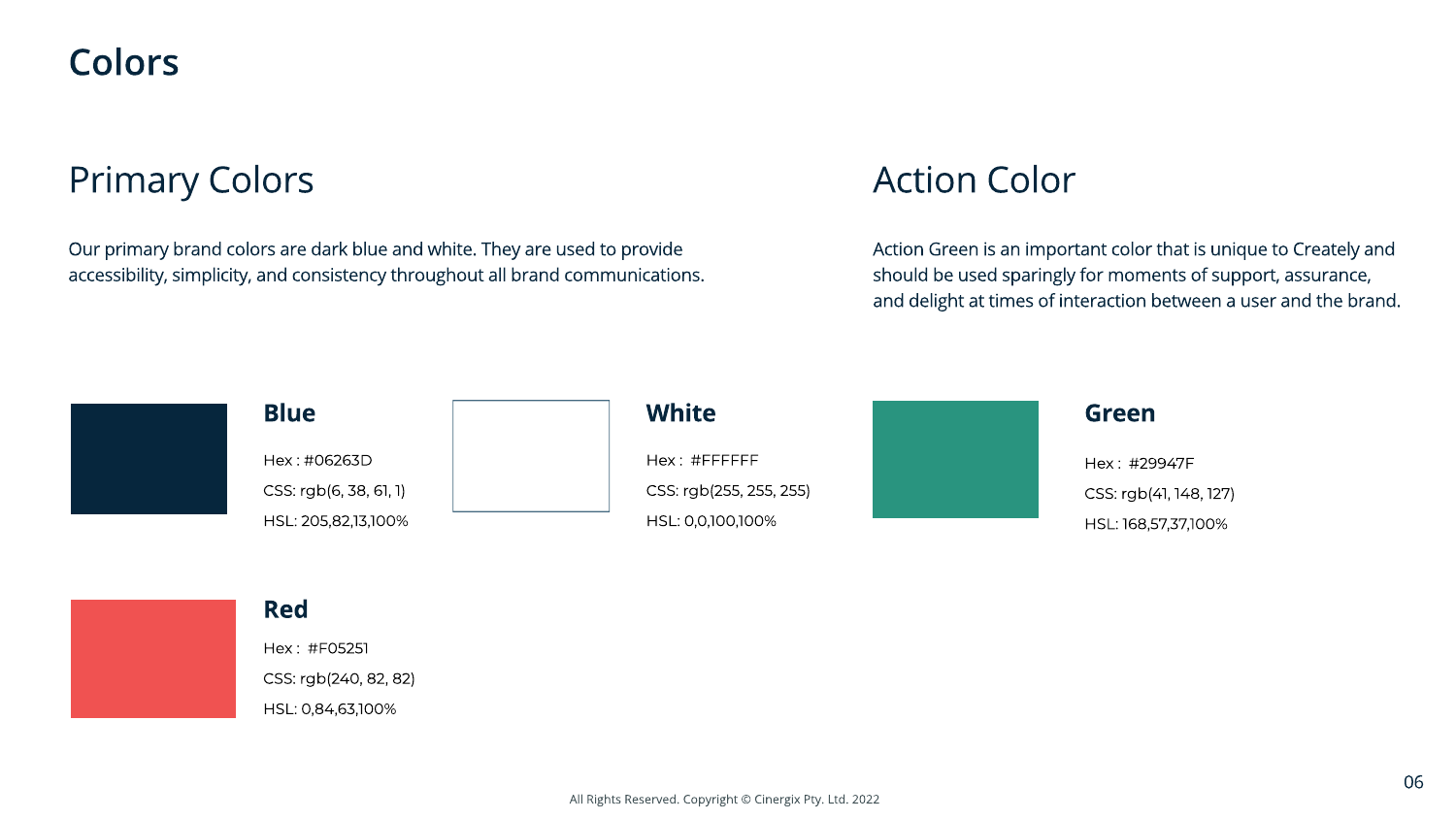# Colors

## Primary Colors

Our primary brand colors are dark blue and white. They are used to provide accessibility, simplicity, and consistency throughout all brand communications.

### Blue

Hex : #06263D

CSS: rgb(6, 38, 61, 1)

HSL: 205,82,13,100%

### White

Hex : #FFFFFF

CSS: rgb(255, 255, 255)

HSL: 0,0,100,100%

### Red

Hex : #F05251

CSS: rgb(240, 82, 82)

HSL: 0,84,63,100%

## Action Color

Action Green is an important color that is unique to Creately and should be used sparingly for moments of support, assurance, and delight at times of interaction between a user and the brand.

### Green

Hex : #29947F

CSS: rgb(41, 148, 127)

HSL: 168,57,37,100%

All Rights Reserved. Copyright © Cinergix Pty. Ltd. 2022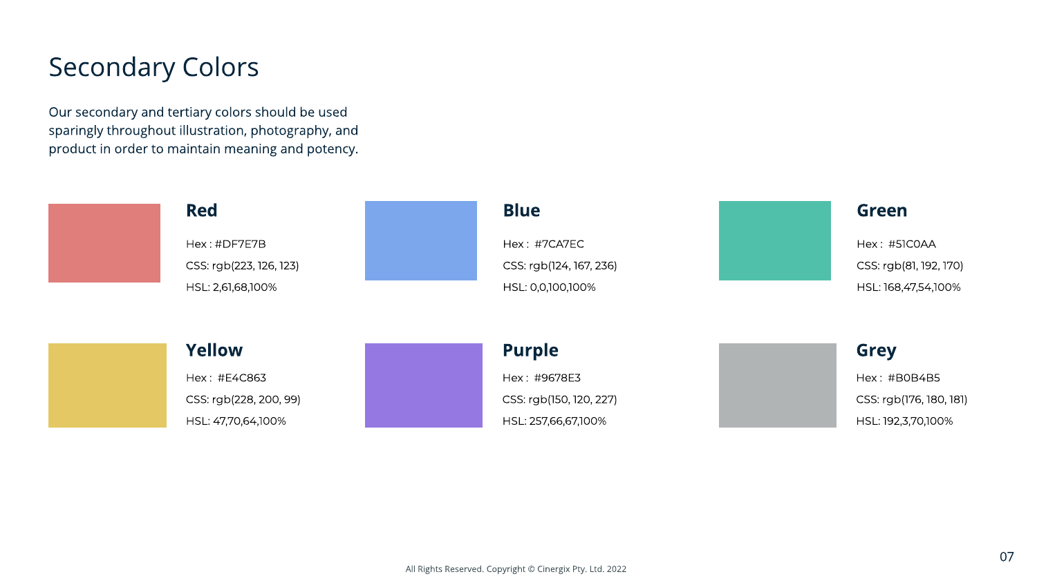# Secondary Colors

Our secondary and tertiary colors should be used sparingly throughout illustration, photography, and product in order to maintain meaning and potency.

### Red

Hex : #DF7E7B

CSS: rgb(223, 126, 123)

HSL: 2,61,68,100%

### Blue

Hex : #7CA7EC

CSS: rgb(124, 167, 236)

HSL: 0,0,100,100%

### Green

Hex : #51C0AA

CSS: rgb(81, 192, 170)

HSL: 168,47,54,100%

### Yellow

Hex : #E4C863

CSS: rgb(228, 200, 99)

HSL: 47,70,64,100%

### Purple

Hex : #9678E3

CSS: rgb(150, 120, 227)

HSL: 257,66,67,100%

### Grey

Hex : #B0B4B5

CSS: rgb(176, 180, 181)

HSL: 192,3,70,100%

All Rights Reserved. Copyright © Cinergix Pty. Ltd. 2022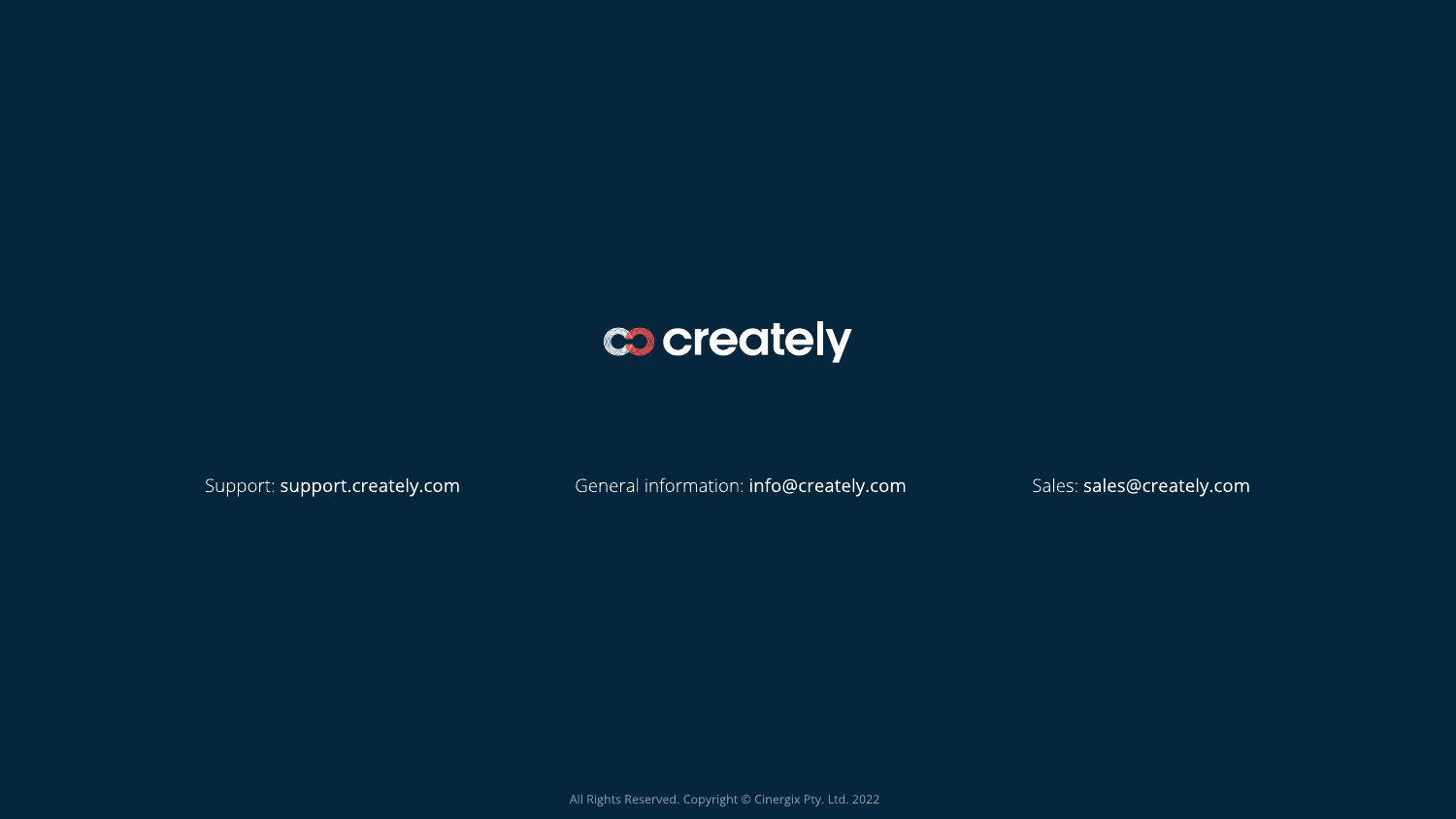creately

Support: support.creately.com

General information: info@creately.com

Sales: sales@creately.com

All Rights Reserved. Copyright © Cinergix Pty. Ltd. 2022